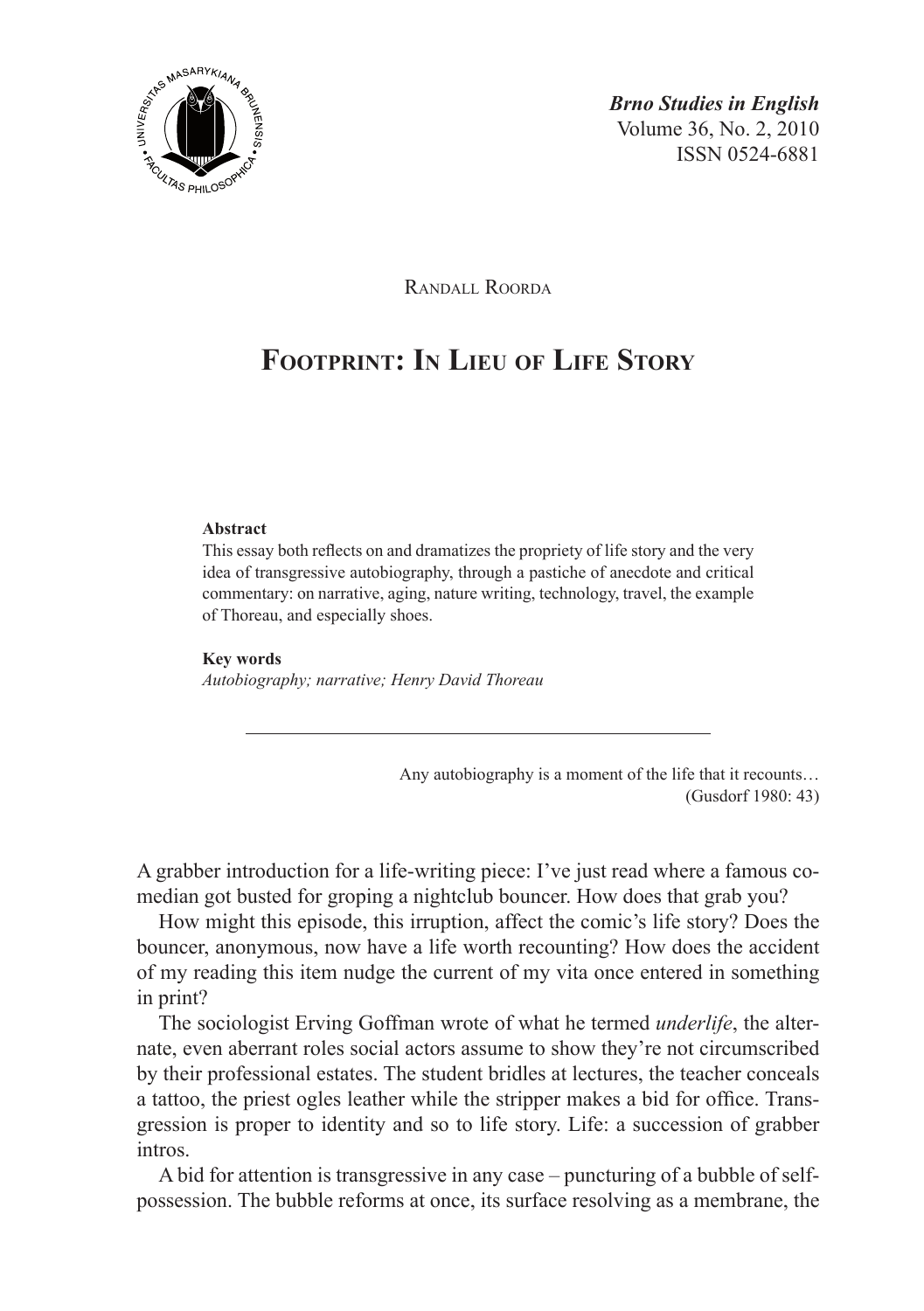*Brno Studies in English*
Volume 36, No. 2, 2010
ISSN 0524-6881

Randall Roorda

# Footprint: In Lieu of Life Story

**Abstract**

This essay both reflects on and dramatizes the propriety of life story and the very idea of transgressive autobiography, through a pastiche of anecdote and critical commentary: on narrative, aging, nature writing, technology, travel, the example of Thoreau, and especially shoes.

**Key words**

*Autobiography; narrative; Henry David Thoreau*

---

> Any autobiography is a moment of the life that it recounts…
> (Gusdorf 1980: 43)

A grabber introduction for a life-writing piece: I've just read where a famous comedian got busted for groping a nightclub bouncer. How does that grab you?

How might this episode, this irruption, affect the comic's life story? Does the bouncer, anonymous, now have a life worth recounting? How does the accident of my reading this item nudge the current of my vita once entered in something in print?

The sociologist Erving Goffman wrote of what he termed *underlife*, the alternate, even aberrant roles social actors assume to show they're not circumscribed by their professional estates. The student bridles at lectures, the teacher conceals a tattoo, the priest ogles leather while the stripper makes a bid for office. Transgression is proper to identity and so to life story. Life: a succession of grabber intros.

A bid for attention is transgressive in any case – puncturing of a bubble of self-possession. The bubble reforms at once, its surface resolving as a membrane, the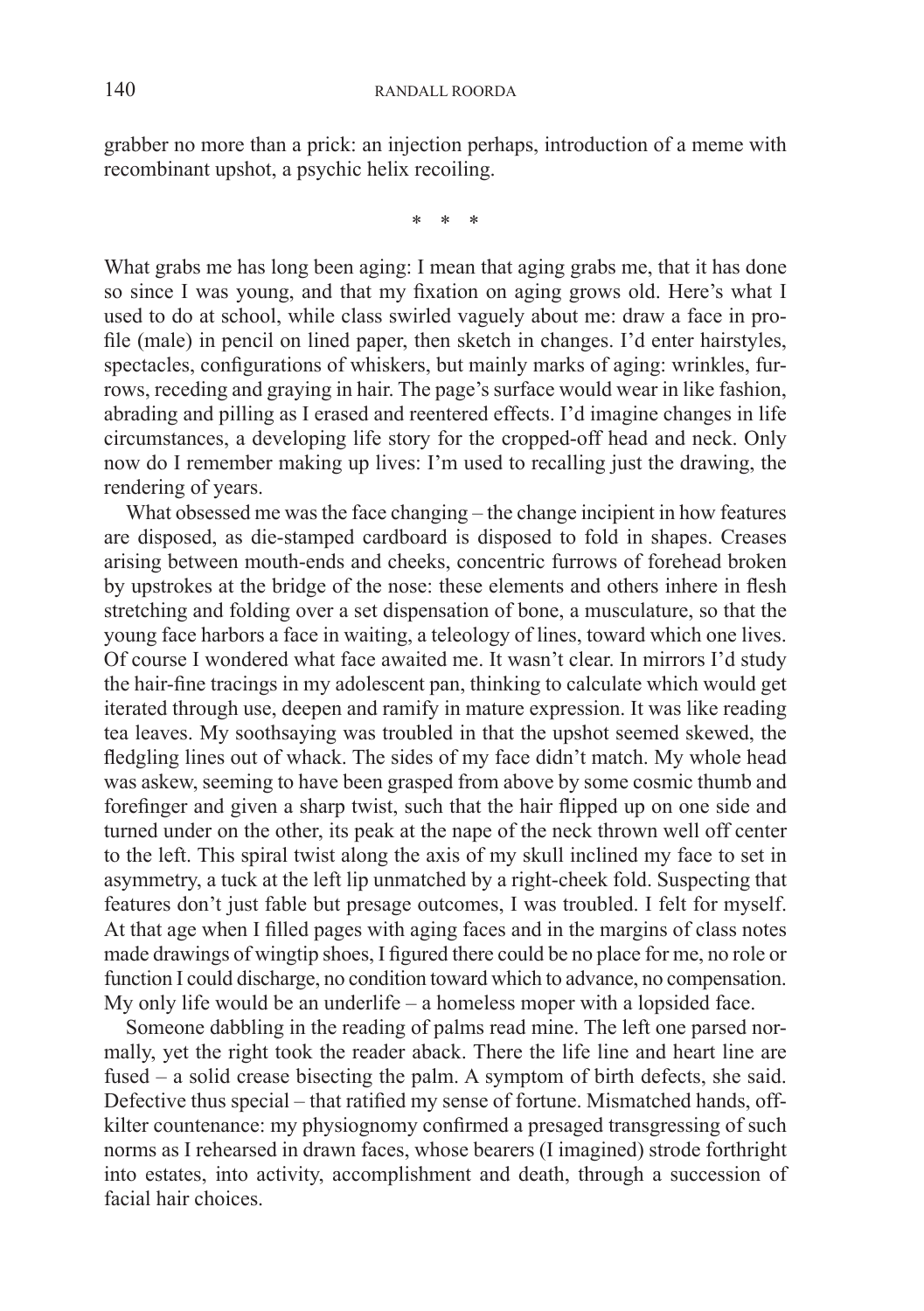grabber no more than a prick: an injection perhaps, introduction of a meme with recombinant upshot, a psychic helix recoiling.

\* \* \*

What grabs me has long been aging: I mean that aging grabs me, that it has done so since I was young, and that my fixation on aging grows old. Here's what I used to do at school, while class swirled vaguely about me: draw a face in profile (male) in pencil on lined paper, then sketch in changes. I'd enter hairstyles, spectacles, configurations of whiskers, but mainly marks of aging: wrinkles, furrows, receding and graying in hair. The page's surface would wear in like fashion, abrading and pilling as I erased and reentered effects. I'd imagine changes in life circumstances, a developing life story for the cropped-off head and neck. Only now do I remember making up lives: I'm used to recalling just the drawing, the rendering of years.

What obsessed me was the face changing – the change incipient in how features are disposed, as die-stamped cardboard is disposed to fold in shapes. Creases arising between mouth-ends and cheeks, concentric furrows of forehead broken by upstrokes at the bridge of the nose: these elements and others inhere in flesh stretching and folding over a set dispensation of bone, a musculature, so that the young face harbors a face in waiting, a teleology of lines, toward which one lives. Of course I wondered what face awaited me. It wasn't clear. In mirrors I'd study the hair-fine tracings in my adolescent pan, thinking to calculate which would get iterated through use, deepen and ramify in mature expression. It was like reading tea leaves. My soothsaying was troubled in that the upshot seemed skewed, the fledgling lines out of whack. The sides of my face didn't match. My whole head was askew, seeming to have been grasped from above by some cosmic thumb and forefinger and given a sharp twist, such that the hair flipped up on one side and turned under on the other, its peak at the nape of the neck thrown well off center to the left. This spiral twist along the axis of my skull inclined my face to set in asymmetry, a tuck at the left lip unmatched by a right-cheek fold. Suspecting that features don't just fable but presage outcomes, I was troubled. I felt for myself. At that age when I filled pages with aging faces and in the margins of class notes made drawings of wingtip shoes, I figured there could be no place for me, no role or function I could discharge, no condition toward which to advance, no compensation. My only life would be an underlife – a homeless moper with a lopsided face.

Someone dabbling in the reading of palms read mine. The left one parsed normally, yet the right took the reader aback. There the life line and heart line are fused – a solid crease bisecting the palm. A symptom of birth defects, she said. Defective thus special – that ratified my sense of fortune. Mismatched hands, off-kilter countenance: my physiognomy confirmed a presaged transgressing of such norms as I rehearsed in drawn faces, whose bearers (I imagined) strode forthright into estates, into activity, accomplishment and death, through a succession of facial hair choices.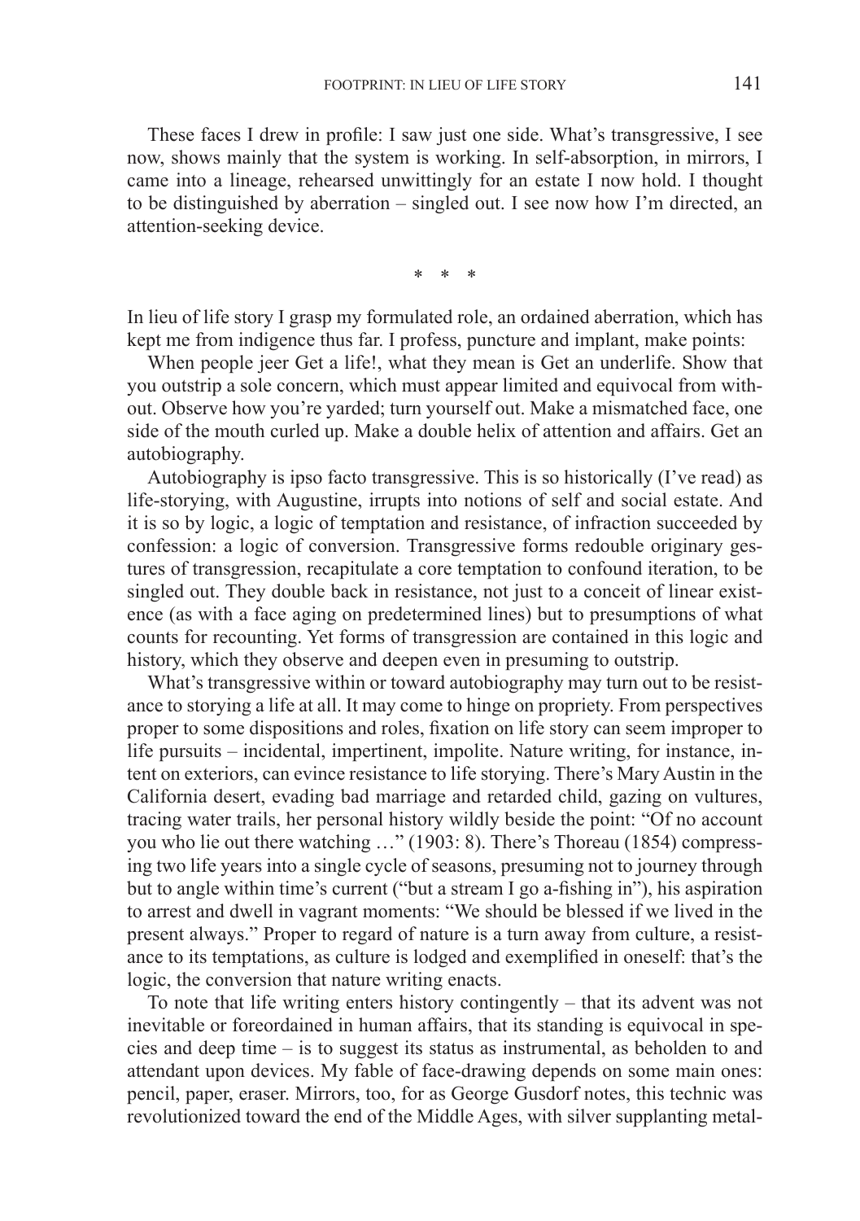These faces I drew in profile: I saw just one side. What's transgressive, I see now, shows mainly that the system is working. In self-absorption, in mirrors, I came into a lineage, rehearsed unwittingly for an estate I now hold. I thought to be distinguished by aberration – singled out. I see now how I'm directed, an attention-seeking device.

\* \* \*

In lieu of life story I grasp my formulated role, an ordained aberration, which has kept me from indigence thus far. I profess, puncture and implant, make points:

When people jeer Get a life!, what they mean is Get an underlife. Show that you outstrip a sole concern, which must appear limited and equivocal from without. Observe how you're yarded; turn yourself out. Make a mismatched face, one side of the mouth curled up. Make a double helix of attention and affairs. Get an autobiography.

Autobiography is ipso facto transgressive. This is so historically (I've read) as life-storying, with Augustine, irrupts into notions of self and social estate. And it is so by logic, a logic of temptation and resistance, of infraction succeeded by confession: a logic of conversion. Transgressive forms redouble originary gestures of transgression, recapitulate a core temptation to confound iteration, to be singled out. They double back in resistance, not just to a conceit of linear existence (as with a face aging on predetermined lines) but to presumptions of what counts for recounting. Yet forms of transgression are contained in this logic and history, which they observe and deepen even in presuming to outstrip.

What's transgressive within or toward autobiography may turn out to be resistance to storying a life at all. It may come to hinge on propriety. From perspectives proper to some dispositions and roles, fixation on life story can seem improper to life pursuits – incidental, impertinent, impolite. Nature writing, for instance, intent on exteriors, can evince resistance to life storying. There's Mary Austin in the California desert, evading bad marriage and retarded child, gazing on vultures, tracing water trails, her personal history wildly beside the point: "Of no account you who lie out there watching …" (1903: 8). There's Thoreau (1854) compressing two life years into a single cycle of seasons, presuming not to journey through but to angle within time's current ("but a stream I go a-fishing in"), his aspiration to arrest and dwell in vagrant moments: "We should be blessed if we lived in the present always." Proper to regard of nature is a turn away from culture, a resistance to its temptations, as culture is lodged and exemplified in oneself: that's the logic, the conversion that nature writing enacts.

To note that life writing enters history contingently – that its advent was not inevitable or foreordained in human affairs, that its standing is equivocal in species and deep time – is to suggest its status as instrumental, as beholden to and attendant upon devices. My fable of face-drawing depends on some main ones: pencil, paper, eraser. Mirrors, too, for as George Gusdorf notes, this technic was revolutionized toward the end of the Middle Ages, with silver supplanting metal-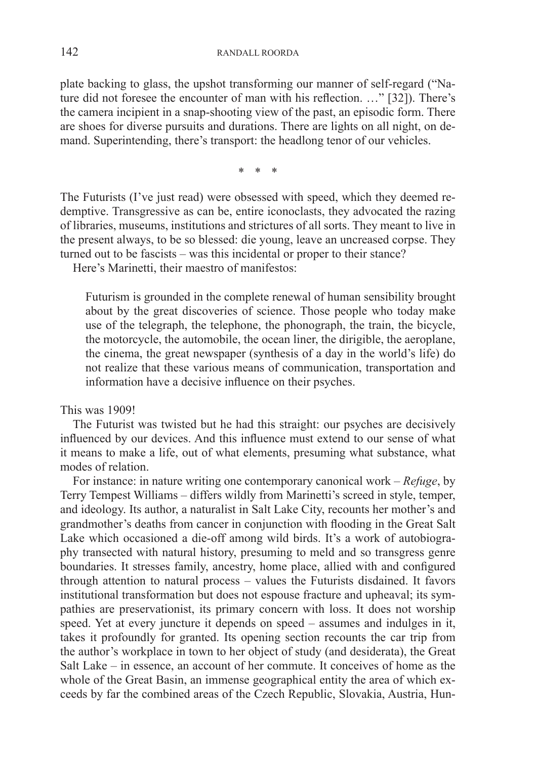plate backing to glass, the upshot transforming our manner of self-regard ("Nature did not foresee the encounter of man with his reflection. …" [32]). There's the camera incipient in a snap-shooting view of the past, an episodic form. There are shoes for diverse pursuits and durations. There are lights on all night, on demand. Superintending, there's transport: the headlong tenor of our vehicles.

\* \* \*

The Futurists (I've just read) were obsessed with speed, which they deemed redemptive. Transgressive as can be, entire iconoclasts, they advocated the razing of libraries, museums, institutions and strictures of all sorts. They meant to live in the present always, to be so blessed: die young, leave an uncreased corpse. They turned out to be fascists – was this incidental or proper to their stance?

Here's Marinetti, their maestro of manifestos:

> Futurism is grounded in the complete renewal of human sensibility brought about by the great discoveries of science. Those people who today make use of the telegraph, the telephone, the phonograph, the train, the bicycle, the motorcycle, the automobile, the ocean liner, the dirigible, the aeroplane, the cinema, the great newspaper (synthesis of a day in the world's life) do not realize that these various means of communication, transportation and information have a decisive influence on their psyches.

This was 1909!

The Futurist was twisted but he had this straight: our psyches are decisively influenced by our devices. And this influence must extend to our sense of what it means to make a life, out of what elements, presuming what substance, what modes of relation.

For instance: in nature writing one contemporary canonical work – *Refuge*, by Terry Tempest Williams – differs wildly from Marinetti's screed in style, temper, and ideology. Its author, a naturalist in Salt Lake City, recounts her mother's and grandmother's deaths from cancer in conjunction with flooding in the Great Salt Lake which occasioned a die-off among wild birds. It's a work of autobiography transected with natural history, presuming to meld and so transgress genre boundaries. It stresses family, ancestry, home place, allied with and configured through attention to natural process – values the Futurists disdained. It favors institutional transformation but does not espouse fracture and upheaval; its sympathies are preservationist, its primary concern with loss. It does not worship speed. Yet at every juncture it depends on speed – assumes and indulges in it, takes it profoundly for granted. Its opening section recounts the car trip from the author's workplace in town to her object of study (and desiderata), the Great Salt Lake – in essence, an account of her commute. It conceives of home as the whole of the Great Basin, an immense geographical entity the area of which exceeds by far the combined areas of the Czech Republic, Slovakia, Austria, Hun-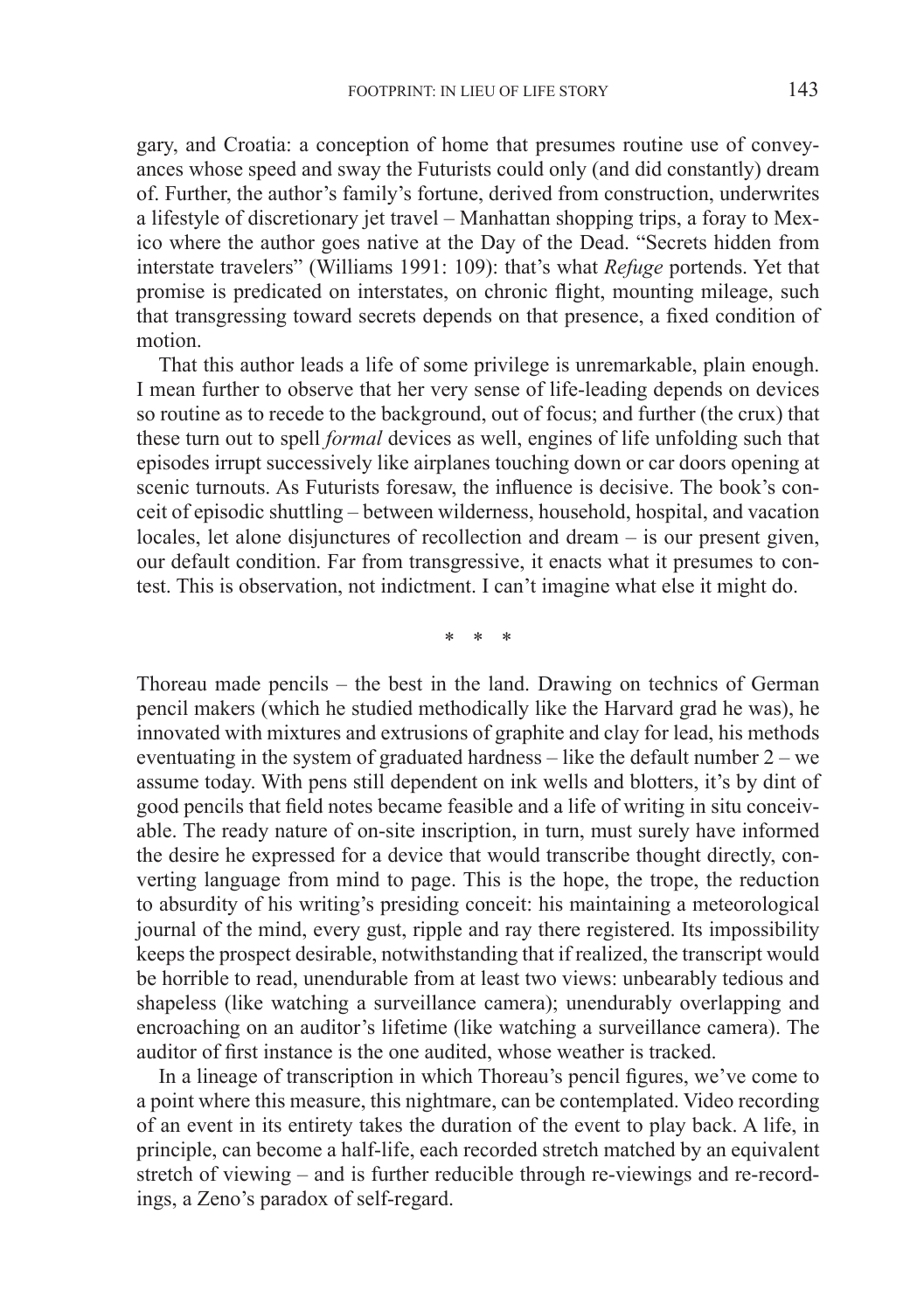gary, and Croatia: a conception of home that presumes routine use of conveyances whose speed and sway the Futurists could only (and did constantly) dream of. Further, the author's family's fortune, derived from construction, underwrites a lifestyle of discretionary jet travel – Manhattan shopping trips, a foray to Mexico where the author goes native at the Day of the Dead. "Secrets hidden from interstate travelers" (Williams 1991: 109): that's what *Refuge* portends. Yet that promise is predicated on interstates, on chronic flight, mounting mileage, such that transgressing toward secrets depends on that presence, a fixed condition of motion.

That this author leads a life of some privilege is unremarkable, plain enough. I mean further to observe that her very sense of life-leading depends on devices so routine as to recede to the background, out of focus; and further (the crux) that these turn out to spell *formal* devices as well, engines of life unfolding such that episodes irrupt successively like airplanes touching down or car doors opening at scenic turnouts. As Futurists foresaw, the influence is decisive. The book's conceit of episodic shuttling – between wilderness, household, hospital, and vacation locales, let alone disjunctures of recollection and dream – is our present given, our default condition. Far from transgressive, it enacts what it presumes to contest. This is observation, not indictment. I can't imagine what else it might do.

\* \* \*

Thoreau made pencils – the best in the land. Drawing on technics of German pencil makers (which he studied methodically like the Harvard grad he was), he innovated with mixtures and extrusions of graphite and clay for lead, his methods eventuating in the system of graduated hardness – like the default number 2 – we assume today. With pens still dependent on ink wells and blotters, it's by dint of good pencils that field notes became feasible and a life of writing in situ conceivable. The ready nature of on-site inscription, in turn, must surely have informed the desire he expressed for a device that would transcribe thought directly, converting language from mind to page. This is the hope, the trope, the reduction to absurdity of his writing's presiding conceit: his maintaining a meteorological journal of the mind, every gust, ripple and ray there registered. Its impossibility keeps the prospect desirable, notwithstanding that if realized, the transcript would be horrible to read, unendurable from at least two views: unbearably tedious and shapeless (like watching a surveillance camera); unendurably overlapping and encroaching on an auditor's lifetime (like watching a surveillance camera). The auditor of first instance is the one audited, whose weather is tracked.

In a lineage of transcription in which Thoreau's pencil figures, we've come to a point where this measure, this nightmare, can be contemplated. Video recording of an event in its entirety takes the duration of the event to play back. A life, in principle, can become a half-life, each recorded stretch matched by an equivalent stretch of viewing – and is further reducible through re-viewings and re-recordings, a Zeno's paradox of self-regard.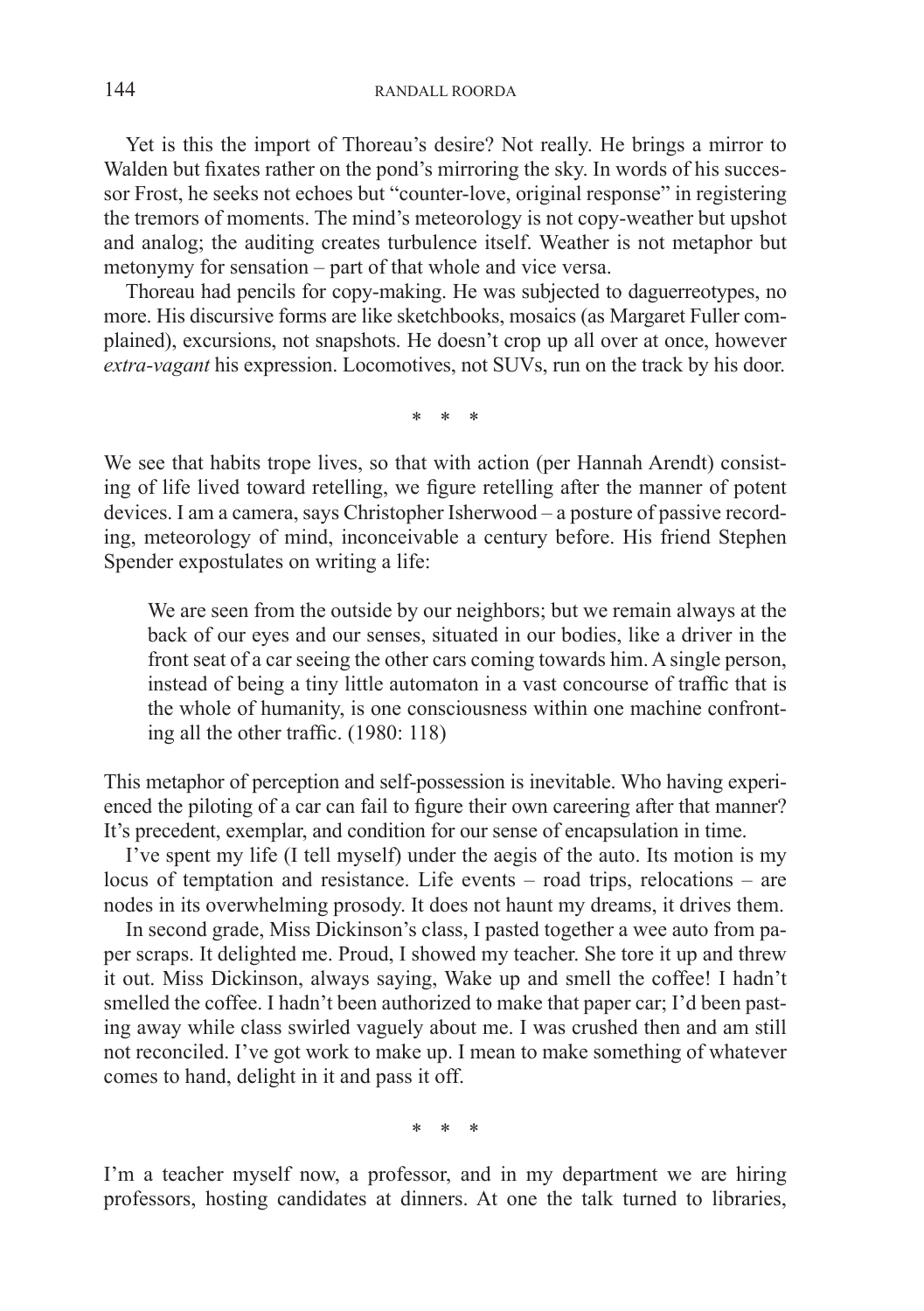Yet is this the import of Thoreau's desire? Not really. He brings a mirror to Walden but fixates rather on the pond's mirroring the sky. In words of his successor Frost, he seeks not echoes but "counter-love, original response" in registering the tremors of moments. The mind's meteorology is not copy-weather but upshot and analog; the auditing creates turbulence itself. Weather is not metaphor but metonymy for sensation – part of that whole and vice versa.

Thoreau had pencils for copy-making. He was subjected to daguerreotypes, no more. His discursive forms are like sketchbooks, mosaics (as Margaret Fuller complained), excursions, not snapshots. He doesn't crop up all over at once, however *extra-vagant* his expression. Locomotives, not SUVs, run on the track by his door.

\* \* \*

We see that habits trope lives, so that with action (per Hannah Arendt) consisting of life lived toward retelling, we figure retelling after the manner of potent devices. I am a camera, says Christopher Isherwood – a posture of passive recording, meteorology of mind, inconceivable a century before. His friend Stephen Spender expostulates on writing a life:

> We are seen from the outside by our neighbors; but we remain always at the back of our eyes and our senses, situated in our bodies, like a driver in the front seat of a car seeing the other cars coming towards him. A single person, instead of being a tiny little automaton in a vast concourse of traffic that is the whole of humanity, is one consciousness within one machine confronting all the other traffic. (1980: 118)

This metaphor of perception and self-possession is inevitable. Who having experienced the piloting of a car can fail to figure their own careering after that manner? It's precedent, exemplar, and condition for our sense of encapsulation in time.

I've spent my life (I tell myself) under the aegis of the auto. Its motion is my locus of temptation and resistance. Life events – road trips, relocations – are nodes in its overwhelming prosody. It does not haunt my dreams, it drives them.

In second grade, Miss Dickinson's class, I pasted together a wee auto from paper scraps. It delighted me. Proud, I showed my teacher. She tore it up and threw it out. Miss Dickinson, always saying, Wake up and smell the coffee! I hadn't smelled the coffee. I hadn't been authorized to make that paper car; I'd been pasting away while class swirled vaguely about me. I was crushed then and am still not reconciled. I've got work to make up. I mean to make something of whatever comes to hand, delight in it and pass it off.

\* \* \*

I'm a teacher myself now, a professor, and in my department we are hiring professors, hosting candidates at dinners. At one the talk turned to libraries,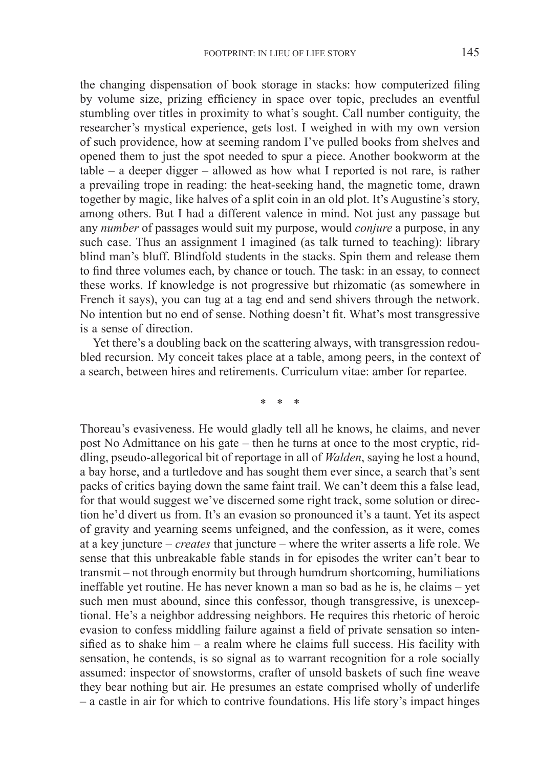the changing dispensation of book storage in stacks: how computerized filing by volume size, prizing efficiency in space over topic, precludes an eventful stumbling over titles in proximity to what's sought. Call number contiguity, the researcher's mystical experience, gets lost. I weighed in with my own version of such providence, how at seeming random I've pulled books from shelves and opened them to just the spot needed to spur a piece. Another bookworm at the table – a deeper digger – allowed as how what I reported is not rare, is rather a prevailing trope in reading: the heat-seeking hand, the magnetic tome, drawn together by magic, like halves of a split coin in an old plot. It's Augustine's story, among others. But I had a different valence in mind. Not just any passage but any *number* of passages would suit my purpose, would *conjure* a purpose, in any such case. Thus an assignment I imagined (as talk turned to teaching): library blind man's bluff. Blindfold students in the stacks. Spin them and release them to find three volumes each, by chance or touch. The task: in an essay, to connect these works. If knowledge is not progressive but rhizomatic (as somewhere in French it says), you can tug at a tag end and send shivers through the network. No intention but no end of sense. Nothing doesn't fit. What's most transgressive is a sense of direction.

Yet there's a doubling back on the scattering always, with transgression redoubled recursion. My conceit takes place at a table, among peers, in the context of a search, between hires and retirements. Curriculum vitae: amber for repartee.

\* \* \*

Thoreau's evasiveness. He would gladly tell all he knows, he claims, and never post No Admittance on his gate – then he turns at once to the most cryptic, riddling, pseudo-allegorical bit of reportage in all of *Walden*, saying he lost a hound, a bay horse, and a turtledove and has sought them ever since, a search that's sent packs of critics baying down the same faint trail. We can't deem this a false lead, for that would suggest we've discerned some right track, some solution or direction he'd divert us from. It's an evasion so pronounced it's a taunt. Yet its aspect of gravity and yearning seems unfeigned, and the confession, as it were, comes at a key juncture – *creates* that juncture – where the writer asserts a life role. We sense that this unbreakable fable stands in for episodes the writer can't bear to transmit – not through enormity but through humdrum shortcoming, humiliations ineffable yet routine. He has never known a man so bad as he is, he claims – yet such men must abound, since this confessor, though transgressive, is unexceptional. He's a neighbor addressing neighbors. He requires this rhetoric of heroic evasion to confess middling failure against a field of private sensation so intensified as to shake him – a realm where he claims full success. His facility with sensation, he contends, is so signal as to warrant recognition for a role socially assumed: inspector of snowstorms, crafter of unsold baskets of such fine weave they bear nothing but air. He presumes an estate comprised wholly of underlife – a castle in air for which to contrive foundations. His life story's impact hinges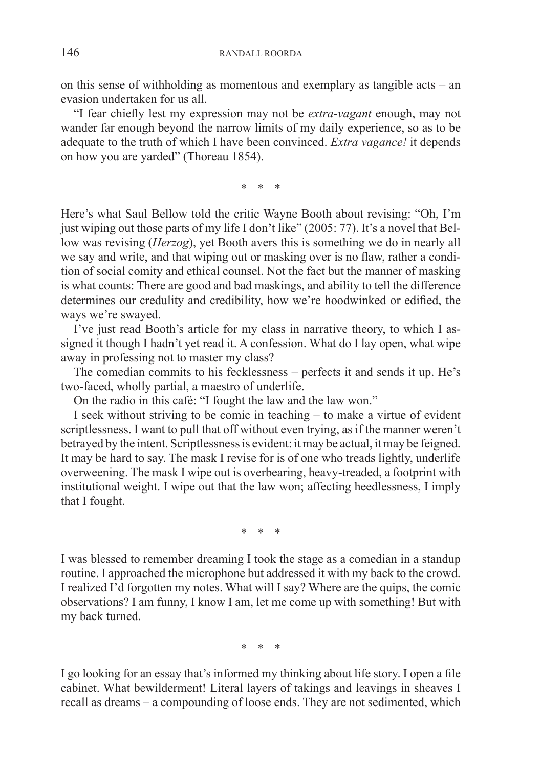on this sense of withholding as momentous and exemplary as tangible acts – an evasion undertaken for us all.

"I fear chiefly lest my expression may not be *extra-vagant* enough, may not wander far enough beyond the narrow limits of my daily experience, so as to be adequate to the truth of which I have been convinced. *Extra vagance!* it depends on how you are yarded" (Thoreau 1854).

\* \* \*

Here's what Saul Bellow told the critic Wayne Booth about revising: "Oh, I'm just wiping out those parts of my life I don't like" (2005: 77). It's a novel that Bellow was revising (*Herzog*), yet Booth avers this is something we do in nearly all we say and write, and that wiping out or masking over is no flaw, rather a condition of social comity and ethical counsel. Not the fact but the manner of masking is what counts: There are good and bad maskings, and ability to tell the difference determines our credulity and credibility, how we're hoodwinked or edified, the ways we're swayed.

I've just read Booth's article for my class in narrative theory, to which I assigned it though I hadn't yet read it. A confession. What do I lay open, what wipe away in professing not to master my class?

The comedian commits to his fecklessness – perfects it and sends it up. He's two-faced, wholly partial, a maestro of underlife.

On the radio in this café: "I fought the law and the law won."

I seek without striving to be comic in teaching – to make a virtue of evident scriptlessness. I want to pull that off without even trying, as if the manner weren't betrayed by the intent. Scriptlessness is evident: it may be actual, it may be feigned. It may be hard to say. The mask I revise for is of one who treads lightly, underlife overweening. The mask I wipe out is overbearing, heavy-treaded, a footprint with institutional weight. I wipe out that the law won; affecting heedlessness, I imply that I fought.

\* \* \*

I was blessed to remember dreaming I took the stage as a comedian in a standup routine. I approached the microphone but addressed it with my back to the crowd. I realized I'd forgotten my notes. What will I say? Where are the quips, the comic observations? I am funny, I know I am, let me come up with something! But with my back turned.

\* \* \*

I go looking for an essay that's informed my thinking about life story. I open a file cabinet. What bewilderment! Literal layers of takings and leavings in sheaves I recall as dreams – a compounding of loose ends. They are not sedimented, which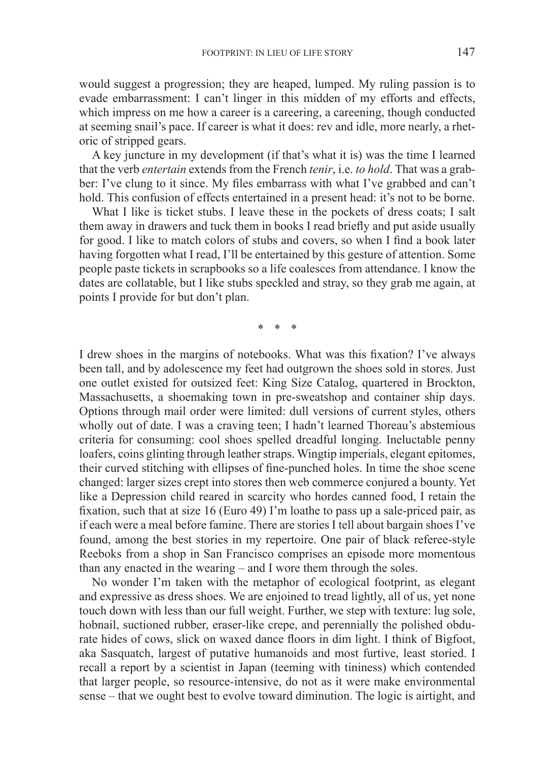would suggest a progression; they are heaped, lumped. My ruling passion is to evade embarrassment: I can't linger in this midden of my efforts and effects, which impress on me how a career is a careering, a careening, though conducted at seeming snail's pace. If career is what it does: rev and idle, more nearly, a rhetoric of stripped gears.

A key juncture in my development (if that's what it is) was the time I learned that the verb *entertain* extends from the French *tenir*, i.e. *to hold*. That was a grabber: I've clung to it since. My files embarrass with what I've grabbed and can't hold. This confusion of effects entertained in a present head: it's not to be borne.

What I like is ticket stubs. I leave these in the pockets of dress coats; I salt them away in drawers and tuck them in books I read briefly and put aside usually for good. I like to match colors of stubs and covers, so when I find a book later having forgotten what I read, I'll be entertained by this gesture of attention. Some people paste tickets in scrapbooks so a life coalesces from attendance. I know the dates are collatable, but I like stubs speckled and stray, so they grab me again, at points I provide for but don't plan.

\* \* \*

I drew shoes in the margins of notebooks. What was this fixation? I've always been tall, and by adolescence my feet had outgrown the shoes sold in stores. Just one outlet existed for outsized feet: King Size Catalog, quartered in Brockton, Massachusetts, a shoemaking town in pre-sweatshop and container ship days. Options through mail order were limited: dull versions of current styles, others wholly out of date. I was a craving teen; I hadn't learned Thoreau's abstemious criteria for consuming: cool shoes spelled dreadful longing. Ineluctable penny loafers, coins glinting through leather straps. Wingtip imperials, elegant epitomes, their curved stitching with ellipses of fine-punched holes. In time the shoe scene changed: larger sizes crept into stores then web commerce conjured a bounty. Yet like a Depression child reared in scarcity who hordes canned food, I retain the fixation, such that at size 16 (Euro 49) I'm loathe to pass up a sale-priced pair, as if each were a meal before famine. There are stories I tell about bargain shoes I've found, among the best stories in my repertoire. One pair of black referee-style Reeboks from a shop in San Francisco comprises an episode more momentous than any enacted in the wearing – and I wore them through the soles.

No wonder I'm taken with the metaphor of ecological footprint, as elegant and expressive as dress shoes. We are enjoined to tread lightly, all of us, yet none touch down with less than our full weight. Further, we step with texture: lug sole, hobnail, suctioned rubber, eraser-like crepe, and perennially the polished obdurate hides of cows, slick on waxed dance floors in dim light. I think of Bigfoot, aka Sasquatch, largest of putative humanoids and most furtive, least storied. I recall a report by a scientist in Japan (teeming with tininess) which contended that larger people, so resource-intensive, do not as it were make environmental sense – that we ought best to evolve toward diminution. The logic is airtight, and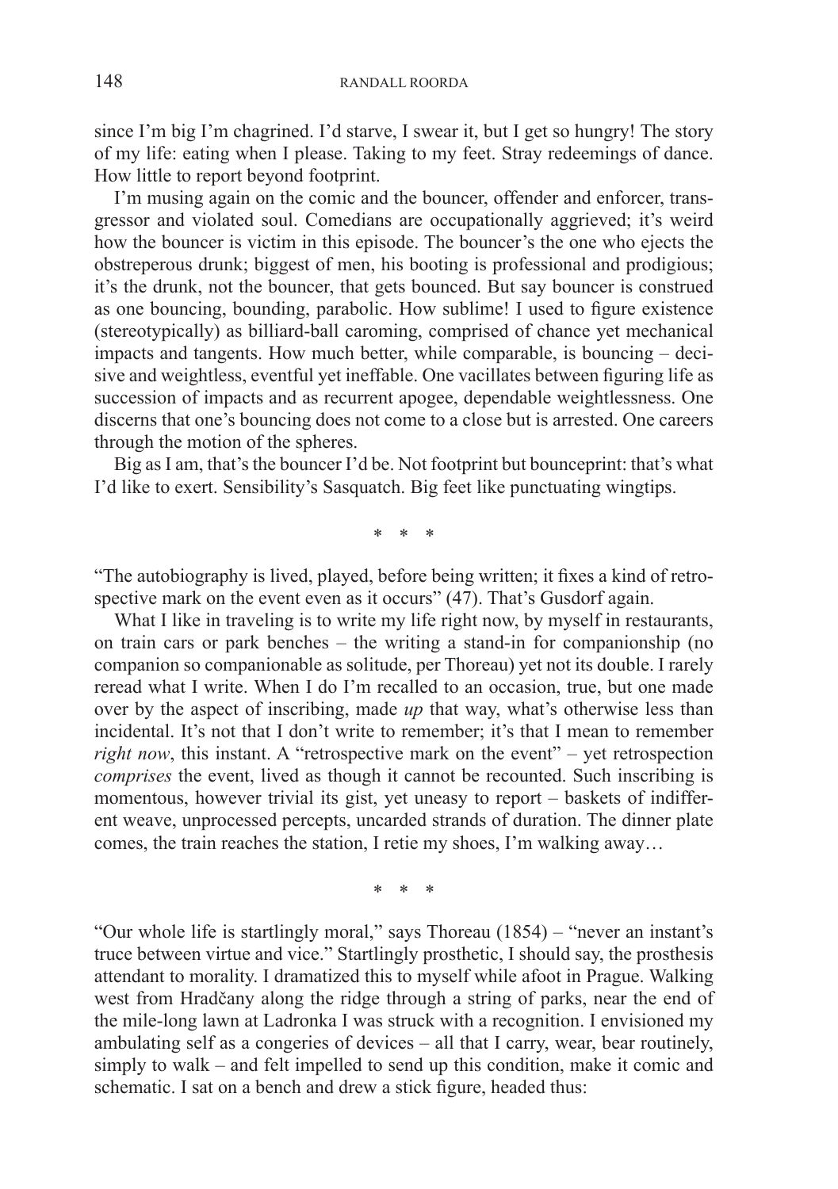since I'm big I'm chagrined. I'd starve, I swear it, but I get so hungry! The story of my life: eating when I please. Taking to my feet. Stray redeemings of dance. How little to report beyond footprint.

I'm musing again on the comic and the bouncer, offender and enforcer, transgressor and violated soul. Comedians are occupationally aggrieved; it's weird how the bouncer is victim in this episode. The bouncer's the one who ejects the obstreperous drunk; biggest of men, his booting is professional and prodigious; it's the drunk, not the bouncer, that gets bounced. But say bouncer is construed as one bouncing, bounding, parabolic. How sublime! I used to figure existence (stereotypically) as billiard-ball caroming, comprised of chance yet mechanical impacts and tangents. How much better, while comparable, is bouncing – decisive and weightless, eventful yet ineffable. One vacillates between figuring life as succession of impacts and as recurrent apogee, dependable weightlessness. One discerns that one's bouncing does not come to a close but is arrested. One careers through the motion of the spheres.

Big as I am, that's the bouncer I'd be. Not footprint but bounceprint: that's what I'd like to exert. Sensibility's Sasquatch. Big feet like punctuating wingtips.

\* \* \*

"The autobiography is lived, played, before being written; it fixes a kind of retrospective mark on the event even as it occurs" (47). That's Gusdorf again.

What I like in traveling is to write my life right now, by myself in restaurants, on train cars or park benches – the writing a stand-in for companionship (no companion so companionable as solitude, per Thoreau) yet not its double. I rarely reread what I write. When I do I'm recalled to an occasion, true, but one made over by the aspect of inscribing, made *up* that way, what's otherwise less than incidental. It's not that I don't write to remember; it's that I mean to remember *right now*, this instant. A "retrospective mark on the event" – yet retrospection *comprises* the event, lived as though it cannot be recounted. Such inscribing is momentous, however trivial its gist, yet uneasy to report – baskets of indifferent weave, unprocessed percepts, uncarded strands of duration. The dinner plate comes, the train reaches the station, I retie my shoes, I'm walking away…

\* \* \*

"Our whole life is startlingly moral," says Thoreau (1854) – "never an instant's truce between virtue and vice." Startlingly prosthetic, I should say, the prosthesis attendant to morality. I dramatized this to myself while afoot in Prague. Walking west from Hradčany along the ridge through a string of parks, near the end of the mile-long lawn at Ladronka I was struck with a recognition. I envisioned my ambulating self as a congeries of devices – all that I carry, wear, bear routinely, simply to walk – and felt impelled to send up this condition, make it comic and schematic. I sat on a bench and drew a stick figure, headed thus: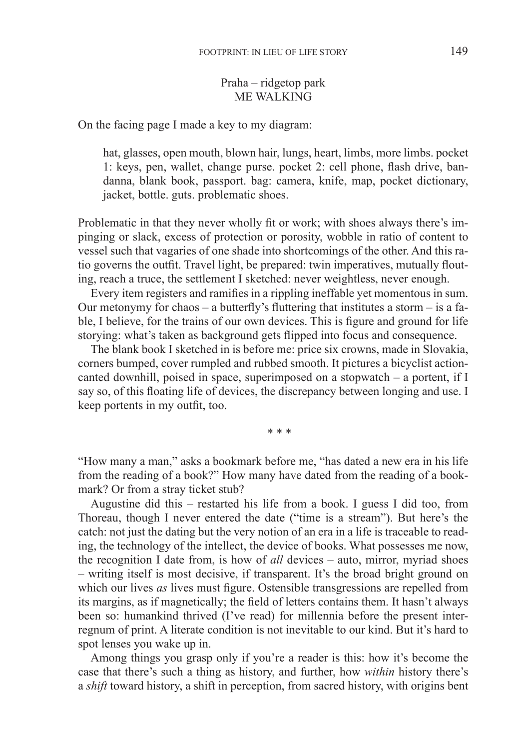Praha – ridgetop park
ME WALKING

On the facing page I made a key to my diagram:

> hat, glasses, open mouth, blown hair, lungs, heart, limbs, more limbs. pocket 1: keys, pen, wallet, change purse. pocket 2: cell phone, flash drive, bandanna, blank book, passport. bag: camera, knife, map, pocket dictionary, jacket, bottle. guts. problematic shoes.

Problematic in that they never wholly fit or work; with shoes always there's impinging or slack, excess of protection or porosity, wobble in ratio of content to vessel such that vagaries of one shade into shortcomings of the other. And this ratio governs the outfit. Travel light, be prepared: twin imperatives, mutually flouting, reach a truce, the settlement I sketched: never weightless, never enough.

Every item registers and ramifies in a rippling ineffable yet momentous in sum. Our metonymy for chaos – a butterfly's fluttering that institutes a storm – is a fable, I believe, for the trains of our own devices. This is figure and ground for life storying: what's taken as background gets flipped into focus and consequence.

The blank book I sketched in is before me: price six crowns, made in Slovakia, corners bumped, cover rumpled and rubbed smooth. It pictures a bicyclist action-canted downhill, poised in space, superimposed on a stopwatch – a portent, if I say so, of this floating life of devices, the discrepancy between longing and use. I keep portents in my outfit, too.

\* \* \*

"How many a man," asks a bookmark before me, "has dated a new era in his life from the reading of a book?" How many have dated from the reading of a bookmark? Or from a stray ticket stub?

Augustine did this – restarted his life from a book. I guess I did too, from Thoreau, though I never entered the date ("time is a stream"). But here's the catch: not just the dating but the very notion of an era in a life is traceable to reading, the technology of the intellect, the device of books. What possesses me now, the recognition I date from, is how of *all* devices – auto, mirror, myriad shoes – writing itself is most decisive, if transparent. It's the broad bright ground on which our lives *as* lives must figure. Ostensible transgressions are repelled from its margins, as if magnetically; the field of letters contains them. It hasn't always been so: humankind thrived (I've read) for millennia before the present interregnum of print. A literate condition is not inevitable to our kind. But it's hard to spot lenses you wake up in.

Among things you grasp only if you're a reader is this: how it's become the case that there's such a thing as history, and further, how *within* history there's a *shift* toward history, a shift in perception, from sacred history, with origins bent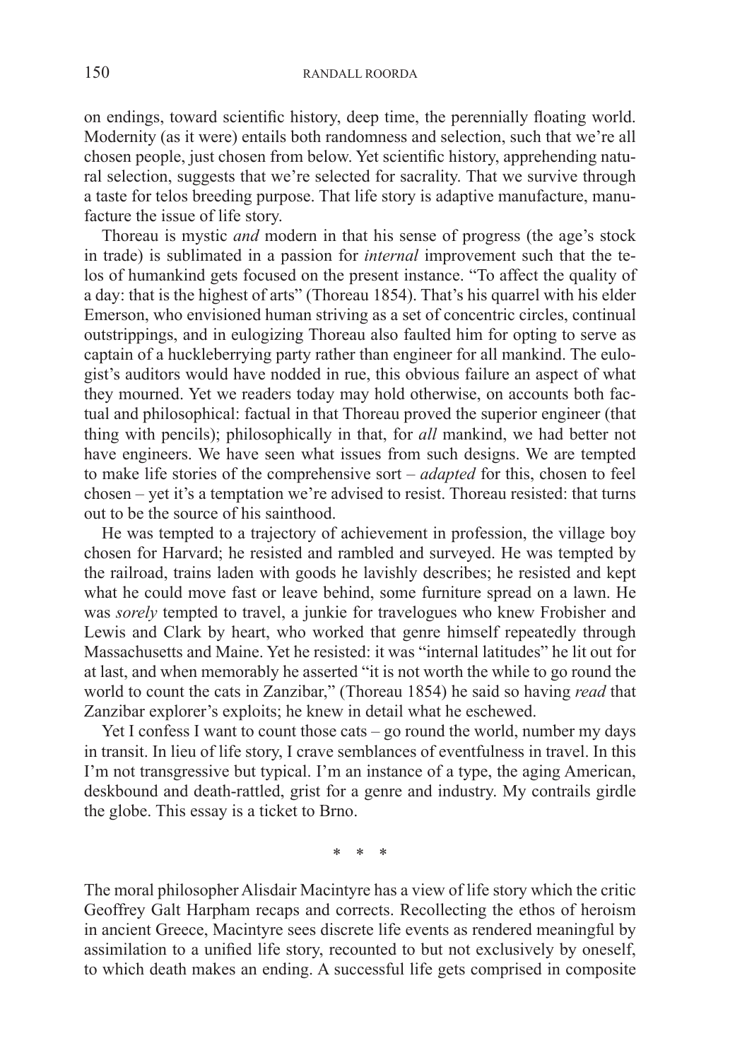on endings, toward scientific history, deep time, the perennially floating world. Modernity (as it were) entails both randomness and selection, such that we're all chosen people, just chosen from below. Yet scientific history, apprehending natural selection, suggests that we're selected for sacrality. That we survive through a taste for telos breeding purpose. That life story is adaptive manufacture, manufacture the issue of life story.

Thoreau is mystic *and* modern in that his sense of progress (the age's stock in trade) is sublimated in a passion for *internal* improvement such that the telos of humankind gets focused on the present instance. "To affect the quality of a day: that is the highest of arts" (Thoreau 1854). That's his quarrel with his elder Emerson, who envisioned human striving as a set of concentric circles, continual outstrippings, and in eulogizing Thoreau also faulted him for opting to serve as captain of a huckleberrying party rather than engineer for all mankind. The eulogist's auditors would have nodded in rue, this obvious failure an aspect of what they mourned. Yet we readers today may hold otherwise, on accounts both factual and philosophical: factual in that Thoreau proved the superior engineer (that thing with pencils); philosophically in that, for *all* mankind, we had better not have engineers. We have seen what issues from such designs. We are tempted to make life stories of the comprehensive sort – *adapted* for this, chosen to feel chosen – yet it's a temptation we're advised to resist. Thoreau resisted: that turns out to be the source of his sainthood.

He was tempted to a trajectory of achievement in profession, the village boy chosen for Harvard; he resisted and rambled and surveyed. He was tempted by the railroad, trains laden with goods he lavishly describes; he resisted and kept what he could move fast or leave behind, some furniture spread on a lawn. He was *sorely* tempted to travel, a junkie for travelogues who knew Frobisher and Lewis and Clark by heart, who worked that genre himself repeatedly through Massachusetts and Maine. Yet he resisted: it was "internal latitudes" he lit out for at last, and when memorably he asserted "it is not worth the while to go round the world to count the cats in Zanzibar," (Thoreau 1854) he said so having *read* that Zanzibar explorer's exploits; he knew in detail what he eschewed.

Yet I confess I want to count those cats – go round the world, number my days in transit. In lieu of life story, I crave semblances of eventfulness in travel. In this I'm not transgressive but typical. I'm an instance of a type, the aging American, deskbound and death-rattled, grist for a genre and industry. My contrails girdle the globe. This essay is a ticket to Brno.

\* \* \*

The moral philosopher Alisdair Macintyre has a view of life story which the critic Geoffrey Galt Harpham recaps and corrects. Recollecting the ethos of heroism in ancient Greece, Macintyre sees discrete life events as rendered meaningful by assimilation to a unified life story, recounted to but not exclusively by oneself, to which death makes an ending. A successful life gets comprised in composite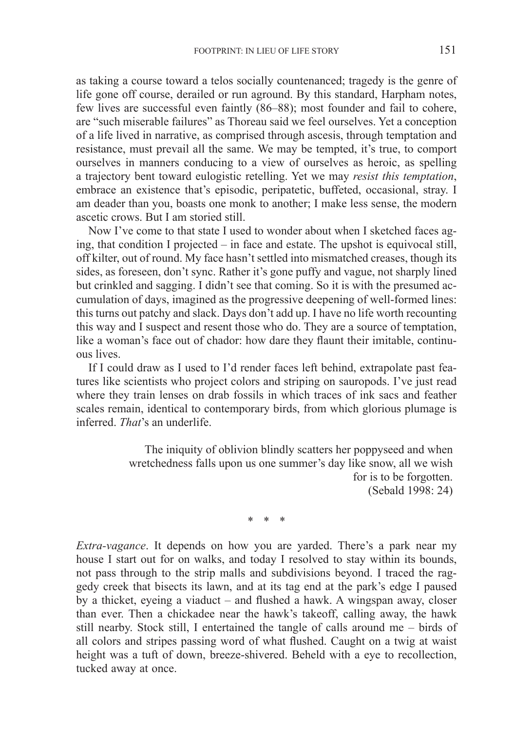as taking a course toward a telos socially countenanced; tragedy is the genre of life gone off course, derailed or run aground. By this standard, Harpham notes, few lives are successful even faintly (86–88); most founder and fail to cohere, are "such miserable failures" as Thoreau said we feel ourselves. Yet a conception of a life lived in narrative, as comprised through ascesis, through temptation and resistance, must prevail all the same. We may be tempted, it's true, to comport ourselves in manners conducing to a view of ourselves as heroic, as spelling a trajectory bent toward eulogistic retelling. Yet we may *resist this temptation*, embrace an existence that's episodic, peripatetic, buffeted, occasional, stray. I am deader than you, boasts one monk to another; I make less sense, the modern ascetic crows. But I am storied still.

Now I've come to that state I used to wonder about when I sketched faces aging, that condition I projected – in face and estate. The upshot is equivocal still, off kilter, out of round. My face hasn't settled into mismatched creases, though its sides, as foreseen, don't sync. Rather it's gone puffy and vague, not sharply lined but crinkled and sagging. I didn't see that coming. So it is with the presumed accumulation of days, imagined as the progressive deepening of well-formed lines: this turns out patchy and slack. Days don't add up. I have no life worth recounting this way and I suspect and resent those who do. They are a source of temptation, like a woman's face out of chador: how dare they flaunt their imitable, continuous lives.

If I could draw as I used to I'd render faces left behind, extrapolate past features like scientists who project colors and striping on sauropods. I've just read where they train lenses on drab fossils in which traces of ink sacs and feather scales remain, identical to contemporary birds, from which glorious plumage is inferred. *That*'s an underlife.

> The iniquity of oblivion blindly scatters her poppyseed and when wretchedness falls upon us one summer's day like snow, all we wish for is to be forgotten.
> (Sebald 1998: 24)

\* \* \*

*Extra-vagance*. It depends on how you are yarded. There's a park near my house I start out for on walks, and today I resolved to stay within its bounds, not pass through to the strip malls and subdivisions beyond. I traced the raggedy creek that bisects its lawn, and at its tag end at the park's edge I paused by a thicket, eyeing a viaduct – and flushed a hawk. A wingspan away, closer than ever. Then a chickadee near the hawk's takeoff, calling away, the hawk still nearby. Stock still, I entertained the tangle of calls around me – birds of all colors and stripes passing word of what flushed. Caught on a twig at waist height was a tuft of down, breeze-shivered. Beheld with a eye to recollection, tucked away at once.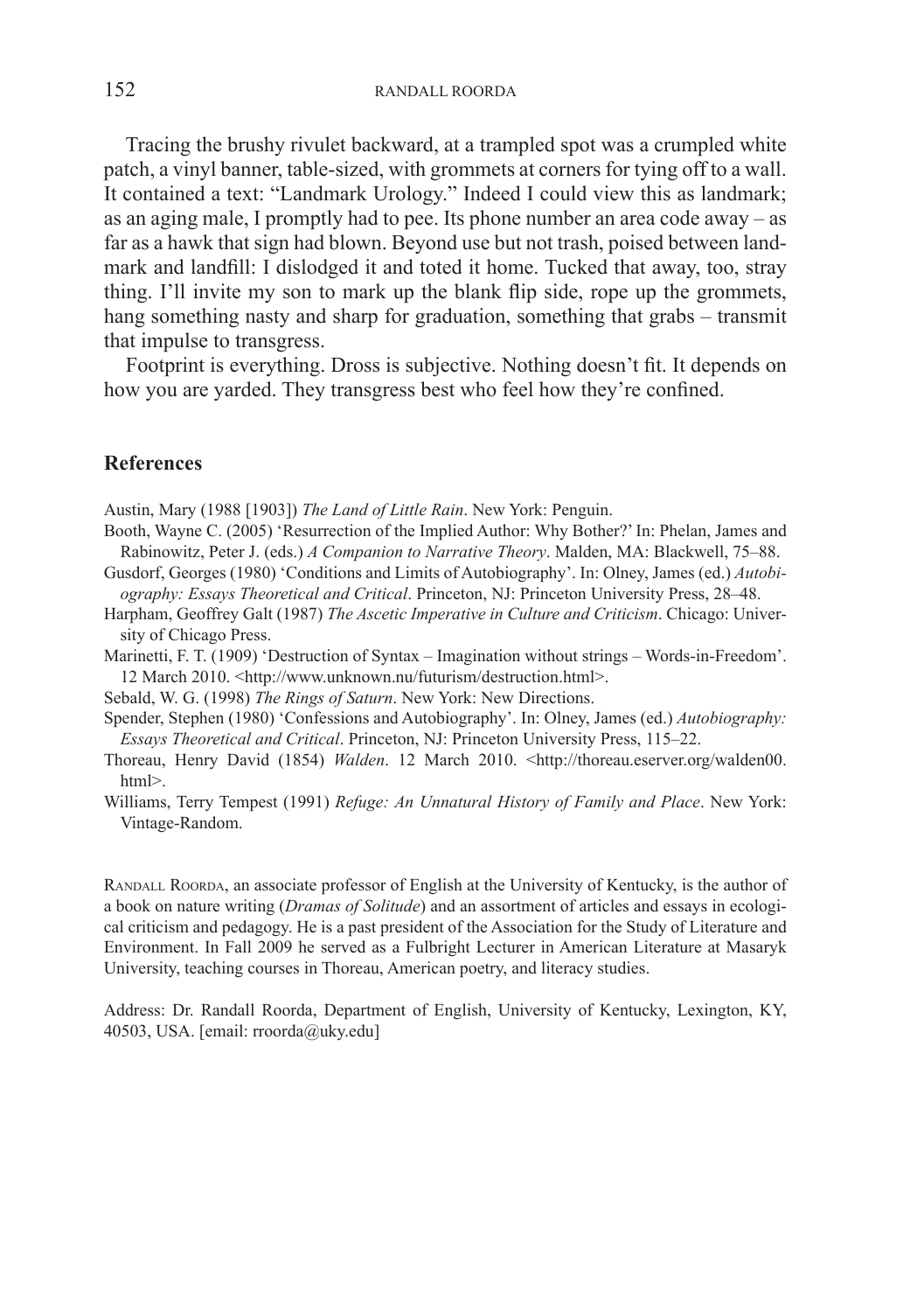Tracing the brushy rivulet backward, at a trampled spot was a crumpled white patch, a vinyl banner, table-sized, with grommets at corners for tying off to a wall. It contained a text: "Landmark Urology." Indeed I could view this as landmark; as an aging male, I promptly had to pee. Its phone number an area code away – as far as a hawk that sign had blown. Beyond use but not trash, poised between landmark and landfill: I dislodged it and toted it home. Tucked that away, too, stray thing. I'll invite my son to mark up the blank flip side, rope up the grommets, hang something nasty and sharp for graduation, something that grabs – transmit that impulse to transgress.

Footprint is everything. Dross is subjective. Nothing doesn't fit. It depends on how you are yarded. They transgress best who feel how they're confined.

## References

Austin, Mary (1988 [1903]) *The Land of Little Rain*. New York: Penguin.

Booth, Wayne C. (2005) 'Resurrection of the Implied Author: Why Bother?' In: Phelan, James and Rabinowitz, Peter J. (eds.) *A Companion to Narrative Theory*. Malden, MA: Blackwell, 75–88.

Gusdorf, Georges (1980) 'Conditions and Limits of Autobiography'. In: Olney, James (ed.) *Autobiography: Essays Theoretical and Critical*. Princeton, NJ: Princeton University Press, 28–48.

Harpham, Geoffrey Galt (1987) *The Ascetic Imperative in Culture and Criticism*. Chicago: University of Chicago Press.

Marinetti, F. T. (1909) 'Destruction of Syntax – Imagination without strings – Words-in-Freedom'. 12 March 2010. <http://www.unknown.nu/futurism/destruction.html>.

Sebald, W. G. (1998) *The Rings of Saturn*. New York: New Directions.

Spender, Stephen (1980) 'Confessions and Autobiography'. In: Olney, James (ed.) *Autobiography: Essays Theoretical and Critical*. Princeton, NJ: Princeton University Press, 115–22.

Thoreau, Henry David (1854) *Walden*. 12 March 2010. <http://thoreau.eserver.org/walden00.html>.

Williams, Terry Tempest (1991) *Refuge: An Unnatural History of Family and Place*. New York: Vintage-Random.

Randall Roorda, an associate professor of English at the University of Kentucky, is the author of a book on nature writing (*Dramas of Solitude*) and an assortment of articles and essays in ecological criticism and pedagogy. He is a past president of the Association for the Study of Literature and Environment. In Fall 2009 he served as a Fulbright Lecturer in American Literature at Masaryk University, teaching courses in Thoreau, American poetry, and literacy studies.

Address: Dr. Randall Roorda, Department of English, University of Kentucky, Lexington, KY, 40503, USA. [email: rroorda@uky.edu]